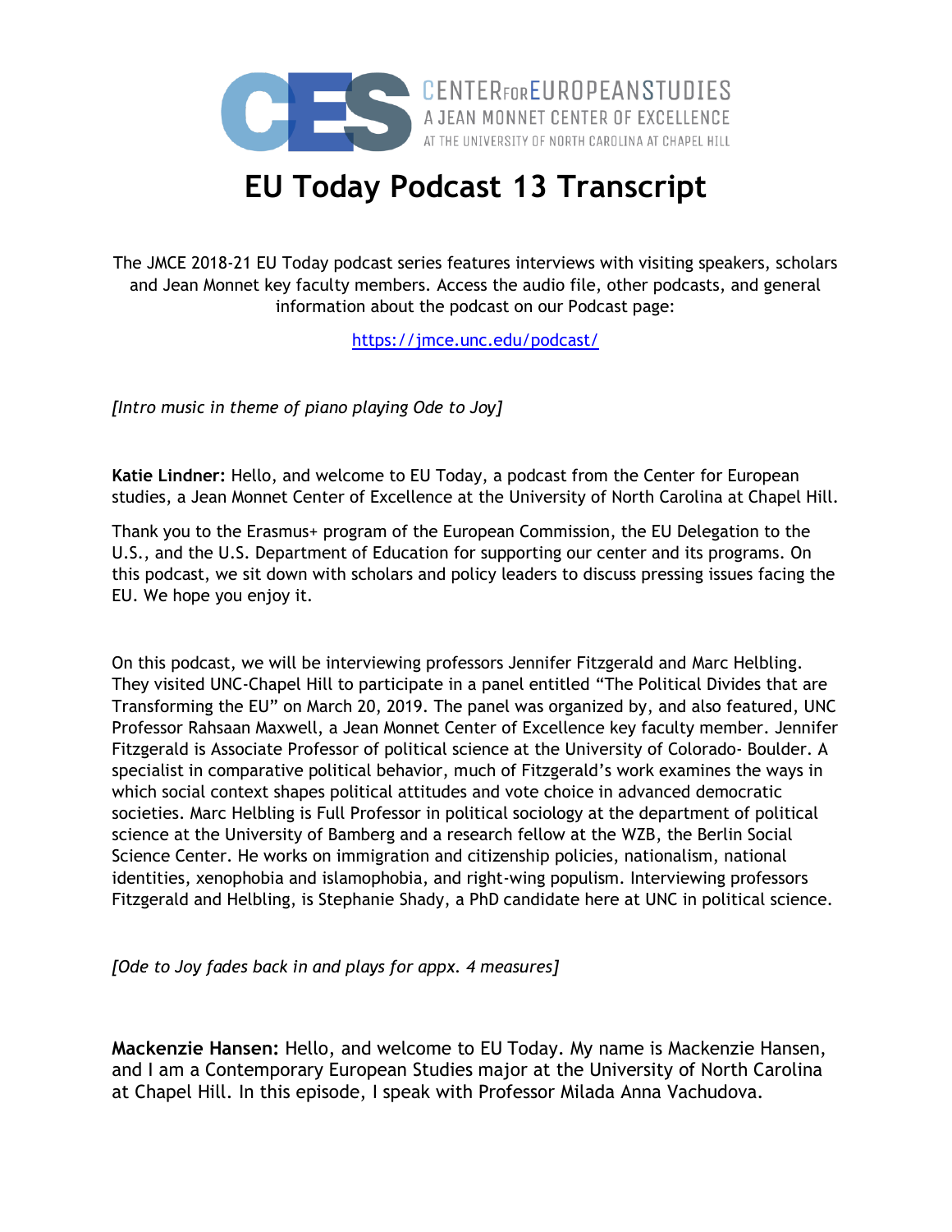CENTER FOR EUROPEAN STUDIES
A JEAN MONNET CENTER OF EXCELLENCE
AT THE UNIVERSITY OF NORTH CAROLINA AT CHAPEL HILL

# EU Today Podcast 13 Transcript

The JMCE 2018-21 EU Today podcast series features interviews with visiting speakers, scholars and Jean Monnet key faculty members. Access the audio file, other podcasts, and general information about the podcast on our Podcast page:

https://jmce.unc.edu/podcast/

*[Intro music in theme of piano playing Ode to Joy]*

**Katie Lindner:** Hello, and welcome to EU Today, a podcast from the Center for European studies, a Jean Monnet Center of Excellence at the University of North Carolina at Chapel Hill.

Thank you to the Erasmus+ program of the European Commission, the EU Delegation to the U.S., and the U.S. Department of Education for supporting our center and its programs. On this podcast, we sit down with scholars and policy leaders to discuss pressing issues facing the EU. We hope you enjoy it.

On this podcast, we will be interviewing professors Jennifer Fitzgerald and Marc Helbling. They visited UNC-Chapel Hill to participate in a panel entitled "The Political Divides that are Transforming the EU" on March 20, 2019. The panel was organized by, and also featured, UNC Professor Rahsaan Maxwell, a Jean Monnet Center of Excellence key faculty member. Jennifer Fitzgerald is Associate Professor of political science at the University of Colorado- Boulder. A specialist in comparative political behavior, much of Fitzgerald's work examines the ways in which social context shapes political attitudes and vote choice in advanced democratic societies. Marc Helbling is Full Professor in political sociology at the department of political science at the University of Bamberg and a research fellow at the WZB, the Berlin Social Science Center. He works on immigration and citizenship policies, nationalism, national identities, xenophobia and islamophobia, and right-wing populism. Interviewing professors Fitzgerald and Helbling, is Stephanie Shady, a PhD candidate here at UNC in political science.

*[Ode to Joy fades back in and plays for appx. 4 measures]*

**Mackenzie Hansen:** Hello, and welcome to EU Today. My name is Mackenzie Hansen, and I am a Contemporary European Studies major at the University of North Carolina at Chapel Hill. In this episode, I speak with Professor Milada Anna Vachudova.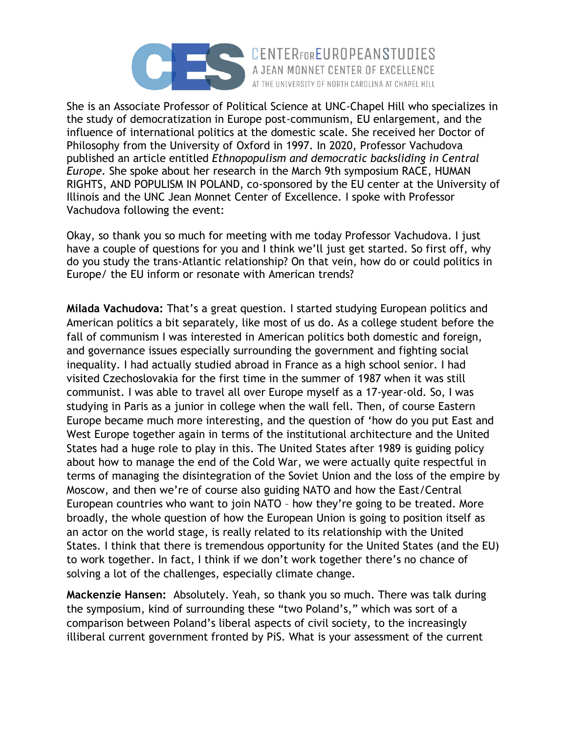She is an Associate Professor of Political Science at UNC-Chapel Hill who specializes in the study of democratization in Europe post-communism, EU enlargement, and the influence of international politics at the domestic scale. She received her Doctor of Philosophy from the University of Oxford in 1997. In 2020, Professor Vachudova published an article entitled *Ethnopopulism and democratic backsliding in Central Europe*. She spoke about her research in the March 9th symposium RACE, HUMAN RIGHTS, AND POPULISM IN POLAND, co-sponsored by the EU center at the University of Illinois and the UNC Jean Monnet Center of Excellence. I spoke with Professor Vachudova following the event:

Okay, so thank you so much for meeting with me today Professor Vachudova. I just have a couple of questions for you and I think we'll just get started. So first off, why do you study the trans-Atlantic relationship? On that vein, how do or could politics in Europe/ the EU inform or resonate with American trends?

**Milada Vachudova:** That's a great question. I started studying European politics and American politics a bit separately, like most of us do. As a college student before the fall of communism I was interested in American politics both domestic and foreign, and governance issues especially surrounding the government and fighting social inequality. I had actually studied abroad in France as a high school senior. I had visited Czechoslovakia for the first time in the summer of 1987 when it was still communist. I was able to travel all over Europe myself as a 17-year-old. So, I was studying in Paris as a junior in college when the wall fell. Then, of course Eastern Europe became much more interesting, and the question of 'how do you put East and West Europe together again in terms of the institutional architecture and the United States had a huge role to play in this. The United States after 1989 is guiding policy about how to manage the end of the Cold War, we were actually quite respectful in terms of managing the disintegration of the Soviet Union and the loss of the empire by Moscow, and then we're of course also guiding NATO and how the East/Central European countries who want to join NATO – how they're going to be treated. More broadly, the whole question of how the European Union is going to position itself as an actor on the world stage, is really related to its relationship with the United States. I think that there is tremendous opportunity for the United States (and the EU) to work together. In fact, I think if we don't work together there's no chance of solving a lot of the challenges, especially climate change.

**Mackenzie Hansen:** Absolutely. Yeah, so thank you so much. There was talk during the symposium, kind of surrounding these "two Poland's," which was sort of a comparison between Poland's liberal aspects of civil society, to the increasingly illiberal current government fronted by PiS. What is your assessment of the current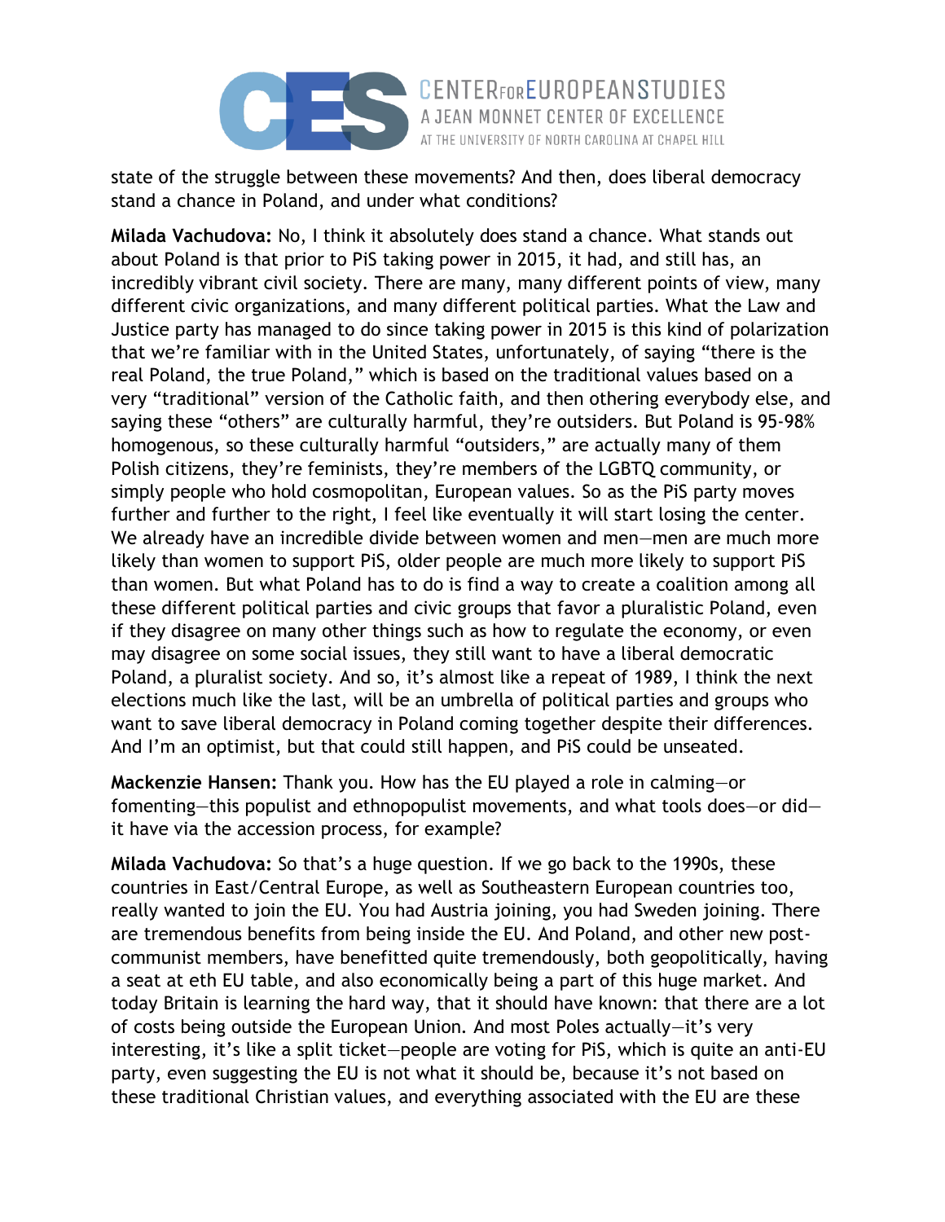state of the struggle between these movements? And then, does liberal democracy stand a chance in Poland, and under what conditions?

**Milada Vachudova:** No, I think it absolutely does stand a chance. What stands out about Poland is that prior to PiS taking power in 2015, it had, and still has, an incredibly vibrant civil society. There are many, many different points of view, many different civic organizations, and many different political parties. What the Law and Justice party has managed to do since taking power in 2015 is this kind of polarization that we're familiar with in the United States, unfortunately, of saying "there is the real Poland, the true Poland," which is based on the traditional values based on a very "traditional" version of the Catholic faith, and then othering everybody else, and saying these "others" are culturally harmful, they're outsiders. But Poland is 95-98% homogenous, so these culturally harmful "outsiders," are actually many of them Polish citizens, they're feminists, they're members of the LGBTQ community, or simply people who hold cosmopolitan, European values. So as the PiS party moves further and further to the right, I feel like eventually it will start losing the center. We already have an incredible divide between women and men—men are much more likely than women to support PiS, older people are much more likely to support PiS than women. But what Poland has to do is find a way to create a coalition among all these different political parties and civic groups that favor a pluralistic Poland, even if they disagree on many other things such as how to regulate the economy, or even may disagree on some social issues, they still want to have a liberal democratic Poland, a pluralist society. And so, it's almost like a repeat of 1989, I think the next elections much like the last, will be an umbrella of political parties and groups who want to save liberal democracy in Poland coming together despite their differences. And I'm an optimist, but that could still happen, and PiS could be unseated.

**Mackenzie Hansen:** Thank you. How has the EU played a role in calming—or fomenting—this populist and ethnopopulist movements, and what tools does—or did—it have via the accession process, for example?

**Milada Vachudova:** So that's a huge question. If we go back to the 1990s, these countries in East/Central Europe, as well as Southeastern European countries too, really wanted to join the EU. You had Austria joining, you had Sweden joining. There are tremendous benefits from being inside the EU. And Poland, and other new post-communist members, have benefitted quite tremendously, both geopolitically, having a seat at eth EU table, and also economically being a part of this huge market. And today Britain is learning the hard way, that it should have known: that there are a lot of costs being outside the European Union. And most Poles actually—it's very interesting, it's like a split ticket—people are voting for PiS, which is quite an anti-EU party, even suggesting the EU is not what it should be, because it's not based on these traditional Christian values, and everything associated with the EU are these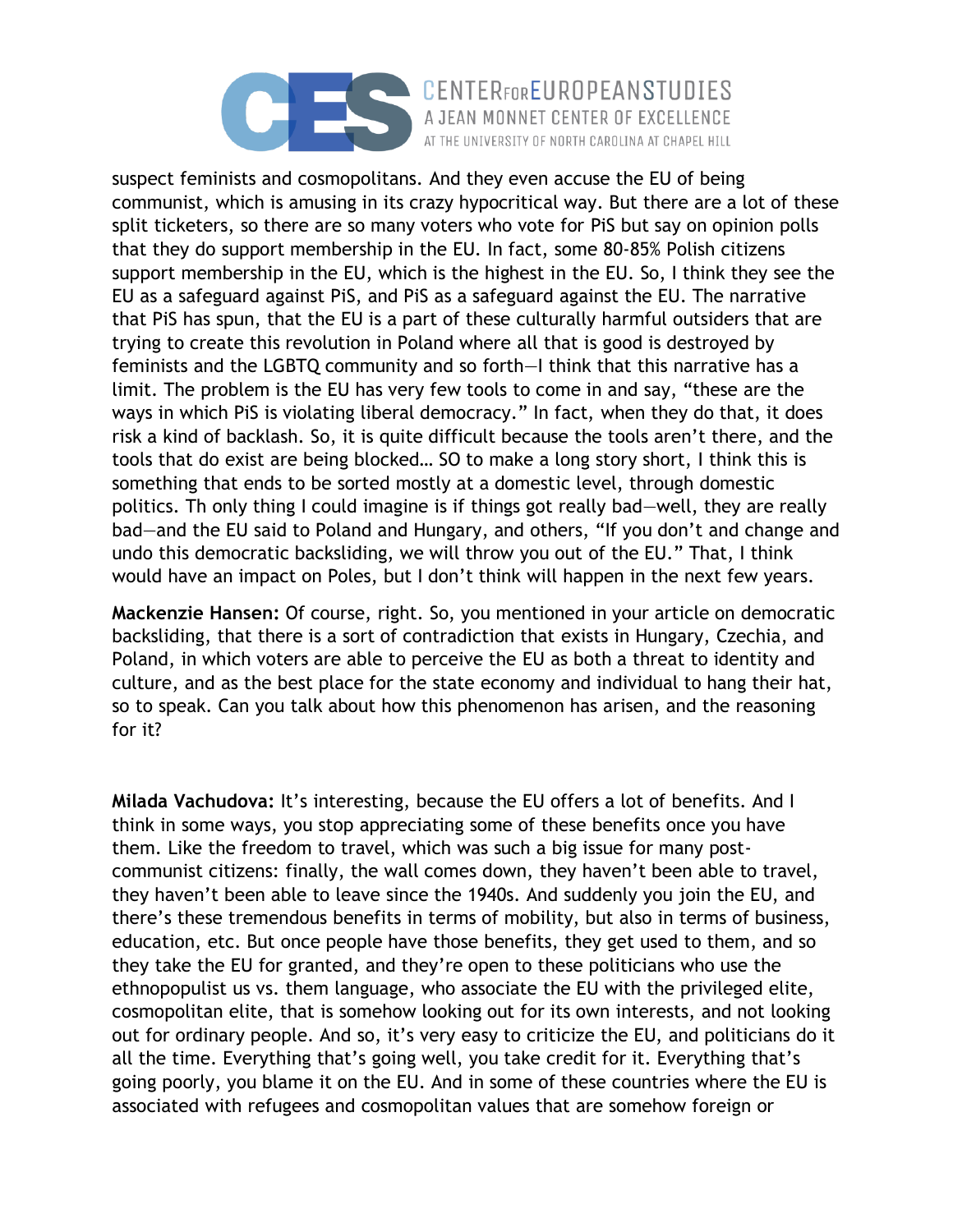suspect feminists and cosmopolitans. And they even accuse the EU of being communist, which is amusing in its crazy hypocritical way. But there are a lot of these split ticketers, so there are so many voters who vote for PiS but say on opinion polls that they do support membership in the EU. In fact, some 80-85% Polish citizens support membership in the EU, which is the highest in the EU. So, I think they see the EU as a safeguard against PiS, and PiS as a safeguard against the EU. The narrative that PiS has spun, that the EU is a part of these culturally harmful outsiders that are trying to create this revolution in Poland where all that is good is destroyed by feminists and the LGBTQ community and so forth—I think that this narrative has a limit. The problem is the EU has very few tools to come in and say, "these are the ways in which PiS is violating liberal democracy." In fact, when they do that, it does risk a kind of backlash. So, it is quite difficult because the tools aren't there, and the tools that do exist are being blocked… SO to make a long story short, I think this is something that ends to be sorted mostly at a domestic level, through domestic politics. Th only thing I could imagine is if things got really bad—well, they are really bad—and the EU said to Poland and Hungary, and others, "If you don't and change and undo this democratic backsliding, we will throw you out of the EU." That, I think would have an impact on Poles, but I don't think will happen in the next few years.

**Mackenzie Hansen:** Of course, right. So, you mentioned in your article on democratic backsliding, that there is a sort of contradiction that exists in Hungary, Czechia, and Poland, in which voters are able to perceive the EU as both a threat to identity and culture, and as the best place for the state economy and individual to hang their hat, so to speak. Can you talk about how this phenomenon has arisen, and the reasoning for it?

**Milada Vachudova:** It's interesting, because the EU offers a lot of benefits. And I think in some ways, you stop appreciating some of these benefits once you have them. Like the freedom to travel, which was such a big issue for many post-communist citizens: finally, the wall comes down, they haven't been able to travel, they haven't been able to leave since the 1940s. And suddenly you join the EU, and there's these tremendous benefits in terms of mobility, but also in terms of business, education, etc. But once people have those benefits, they get used to them, and so they take the EU for granted, and they're open to these politicians who use the ethnopopulist us vs. them language, who associate the EU with the privileged elite, cosmopolitan elite, that is somehow looking out for its own interests, and not looking out for ordinary people. And so, it's very easy to criticize the EU, and politicians do it all the time. Everything that's going well, you take credit for it. Everything that's going poorly, you blame it on the EU. And in some of these countries where the EU is associated with refugees and cosmopolitan values that are somehow foreign or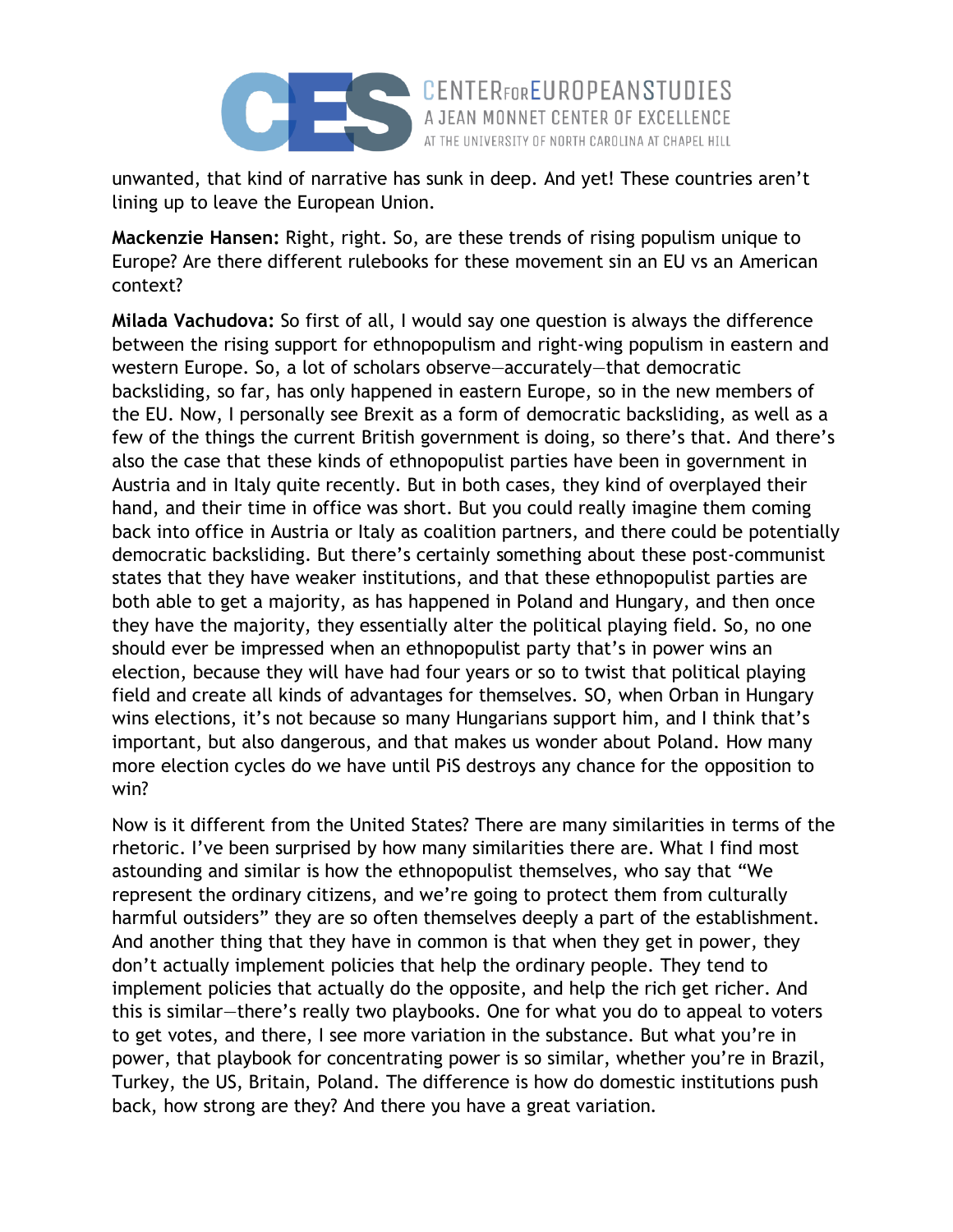unwanted, that kind of narrative has sunk in deep. And yet! These countries aren't lining up to leave the European Union.

**Mackenzie Hansen:** Right, right. So, are these trends of rising populism unique to Europe? Are there different rulebooks for these movement sin an EU vs an American context?

**Milada Vachudova:** So first of all, I would say one question is always the difference between the rising support for ethnopopulism and right-wing populism in eastern and western Europe. So, a lot of scholars observe—accurately—that democratic backsliding, so far, has only happened in eastern Europe, so in the new members of the EU. Now, I personally see Brexit as a form of democratic backsliding, as well as a few of the things the current British government is doing, so there's that. And there's also the case that these kinds of ethnopopulist parties have been in government in Austria and in Italy quite recently. But in both cases, they kind of overplayed their hand, and their time in office was short. But you could really imagine them coming back into office in Austria or Italy as coalition partners, and there could be potentially democratic backsliding. But there's certainly something about these post-communist states that they have weaker institutions, and that these ethnopopulist parties are both able to get a majority, as has happened in Poland and Hungary, and then once they have the majority, they essentially alter the political playing field. So, no one should ever be impressed when an ethnopopulist party that's in power wins an election, because they will have had four years or so to twist that political playing field and create all kinds of advantages for themselves. SO, when Orban in Hungary wins elections, it's not because so many Hungarians support him, and I think that's important, but also dangerous, and that makes us wonder about Poland. How many more election cycles do we have until PiS destroys any chance for the opposition to win?

Now is it different from the United States? There are many similarities in terms of the rhetoric. I've been surprised by how many similarities there are. What I find most astounding and similar is how the ethnopopulist themselves, who say that "We represent the ordinary citizens, and we're going to protect them from culturally harmful outsiders" they are so often themselves deeply a part of the establishment. And another thing that they have in common is that when they get in power, they don't actually implement policies that help the ordinary people. They tend to implement policies that actually do the opposite, and help the rich get richer. And this is similar—there's really two playbooks. One for what you do to appeal to voters to get votes, and there, I see more variation in the substance. But what you're in power, that playbook for concentrating power is so similar, whether you're in Brazil, Turkey, the US, Britain, Poland. The difference is how do domestic institutions push back, how strong are they? And there you have a great variation.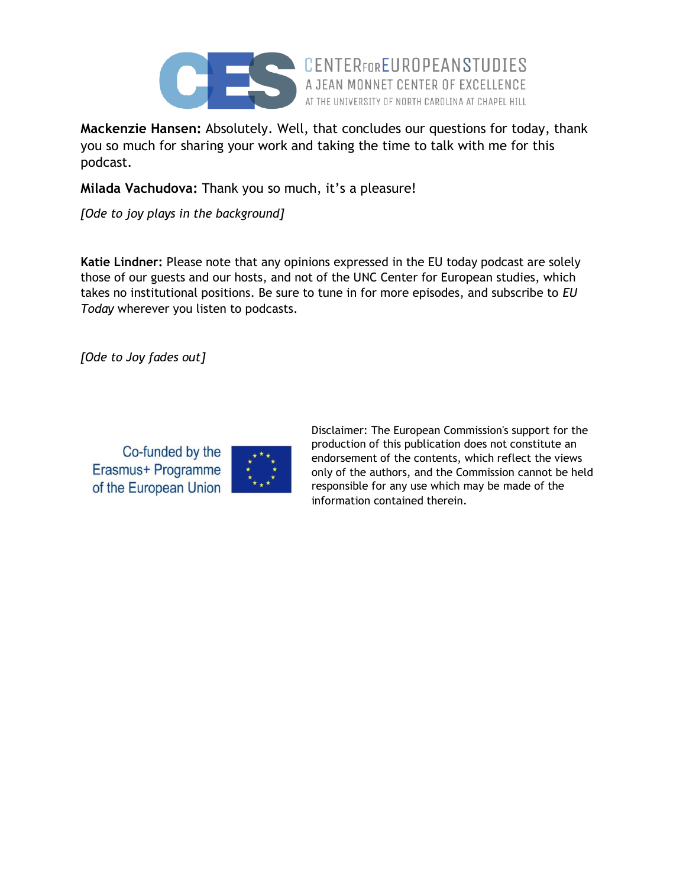**Mackenzie Hansen:** Absolutely. Well, that concludes our questions for today, thank you so much for sharing your work and taking the time to talk with me for this podcast.

**Milada Vachudova:** Thank you so much, it's a pleasure!

*[Ode to joy plays in the background]*

**Katie Lindner:** Please note that any opinions expressed in the EU today podcast are solely those of our guests and our hosts, and not of the UNC Center for European studies, which takes no institutional positions. Be sure to tune in for more episodes, and subscribe to *EU Today* wherever you listen to podcasts.

*[Ode to Joy fades out]*

Co-funded by the Erasmus+ Programme of the European Union

Disclaimer: The European Commission's support for the production of this publication does not constitute an endorsement of the contents, which reflect the views only of the authors, and the Commission cannot be held responsible for any use which may be made of the information contained therein.